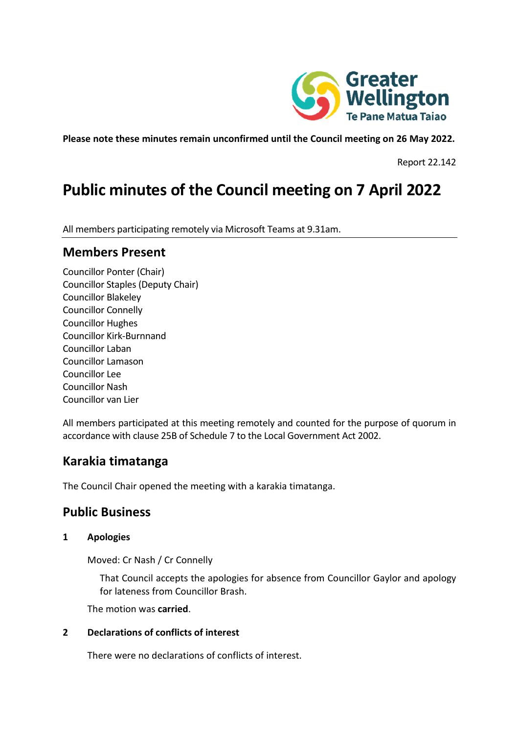Greater Wellington
Te Pane Matua Taiao

**Please note these minutes remain unconfirmed until the Council meeting on 26 May 2022.**

Report 22.142

# Public minutes of the Council meeting on 7 April 2022

All members participating remotely via Microsoft Teams at 9.31am.

## Members Present

Councillor Ponter (Chair)
Councillor Staples (Deputy Chair)
Councillor Blakeley
Councillor Connelly
Councillor Hughes
Councillor Kirk-Burnnand
Councillor Laban
Councillor Lamason
Councillor Lee
Councillor Nash
Councillor van Lier

All members participated at this meeting remotely and counted for the purpose of quorum in accordance with clause 25B of Schedule 7 to the Local Government Act 2002.

## Karakia timatanga

The Council Chair opened the meeting with a karakia timatanga.

## Public Business

**1 Apologies**

Moved: Cr Nash / Cr Connelly

That Council accepts the apologies for absence from Councillor Gaylor and apology for lateness from Councillor Brash.

The motion was **carried**.

**2 Declarations of conflicts of interest**

There were no declarations of conflicts of interest.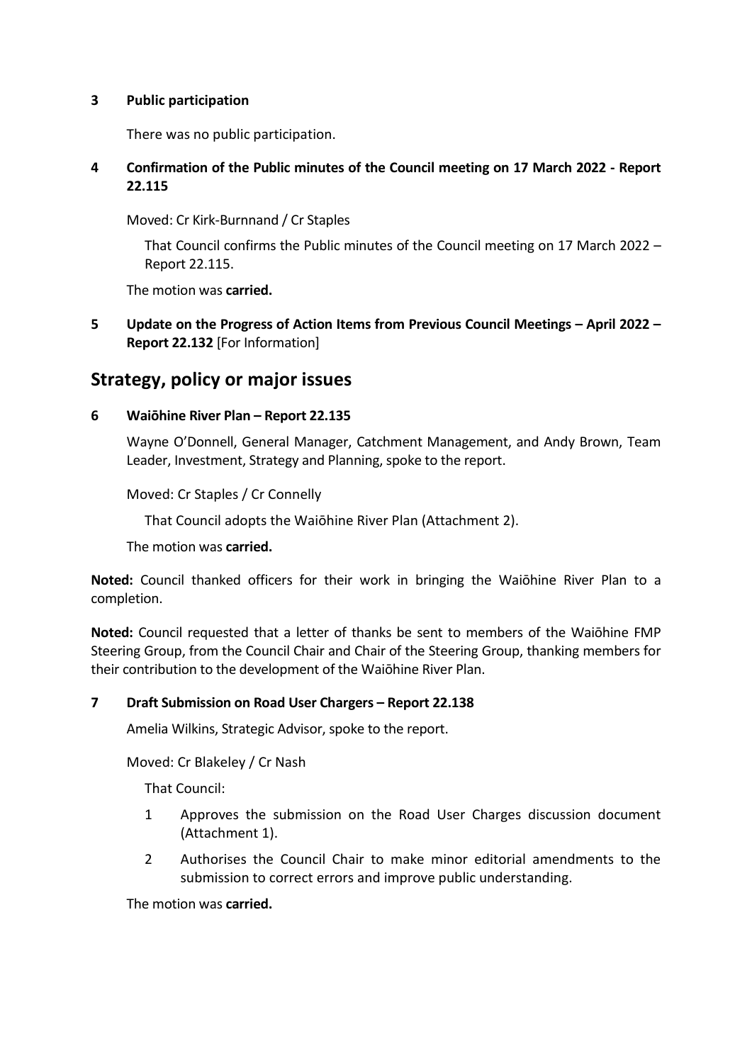**3 Public participation**

There was no public participation.

**4 Confirmation of the Public minutes of the Council meeting on 17 March 2022 - Report 22.115**

Moved: Cr Kirk-Burnnand / Cr Staples

That Council confirms the Public minutes of the Council meeting on 17 March 2022 – Report 22.115.

The motion was **carried.**

**5 Update on the Progress of Action Items from Previous Council Meetings – April 2022 – Report 22.132** [For Information]

## Strategy, policy or major issues

**6 Waiōhine River Plan – Report 22.135**

Wayne O'Donnell, General Manager, Catchment Management, and Andy Brown, Team Leader, Investment, Strategy and Planning, spoke to the report.

Moved: Cr Staples / Cr Connelly

That Council adopts the Waiōhine River Plan (Attachment 2).

The motion was **carried.**

**Noted:** Council thanked officers for their work in bringing the Waiōhine River Plan to a completion.

**Noted:** Council requested that a letter of thanks be sent to members of the Waiōhine FMP Steering Group, from the Council Chair and Chair of the Steering Group, thanking members for their contribution to the development of the Waiōhine River Plan.

**7 Draft Submission on Road User Chargers – Report 22.138**

Amelia Wilkins, Strategic Advisor, spoke to the report.

Moved: Cr Blakeley / Cr Nash

That Council:

1 Approves the submission on the Road User Charges discussion document (Attachment 1).

2 Authorises the Council Chair to make minor editorial amendments to the submission to correct errors and improve public understanding.

The motion was **carried.**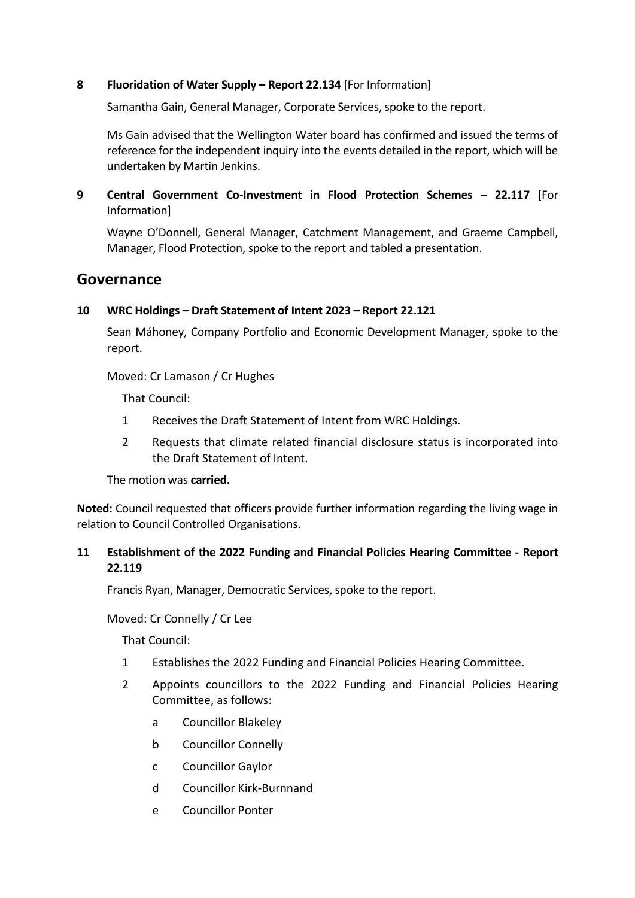**8 Fluoridation of Water Supply – Report 22.134** [For Information]

Samantha Gain, General Manager, Corporate Services, spoke to the report.

Ms Gain advised that the Wellington Water board has confirmed and issued the terms of reference for the independent inquiry into the events detailed in the report, which will be undertaken by Martin Jenkins.

**9 Central Government Co-Investment in Flood Protection Schemes – 22.117** [For Information]

Wayne O'Donnell, General Manager, Catchment Management, and Graeme Campbell, Manager, Flood Protection, spoke to the report and tabled a presentation.

## Governance

**10 WRC Holdings – Draft Statement of Intent 2023 – Report 22.121**

Sean Máhoney, Company Portfolio and Economic Development Manager, spoke to the report.

Moved: Cr Lamason / Cr Hughes

That Council:

1. Receives the Draft Statement of Intent from WRC Holdings.
2. Requests that climate related financial disclosure status is incorporated into the Draft Statement of Intent.

The motion was **carried.**

**Noted:** Council requested that officers provide further information regarding the living wage in relation to Council Controlled Organisations.

**11 Establishment of the 2022 Funding and Financial Policies Hearing Committee - Report 22.119**

Francis Ryan, Manager, Democratic Services, spoke to the report.

Moved: Cr Connelly / Cr Lee

That Council:

1. Establishes the 2022 Funding and Financial Policies Hearing Committee.
2. Appoints councillors to the 2022 Funding and Financial Policies Hearing Committee, as follows:
   a. Councillor Blakeley
   b. Councillor Connelly
   c. Councillor Gaylor
   d. Councillor Kirk-Burnnand
   e. Councillor Ponter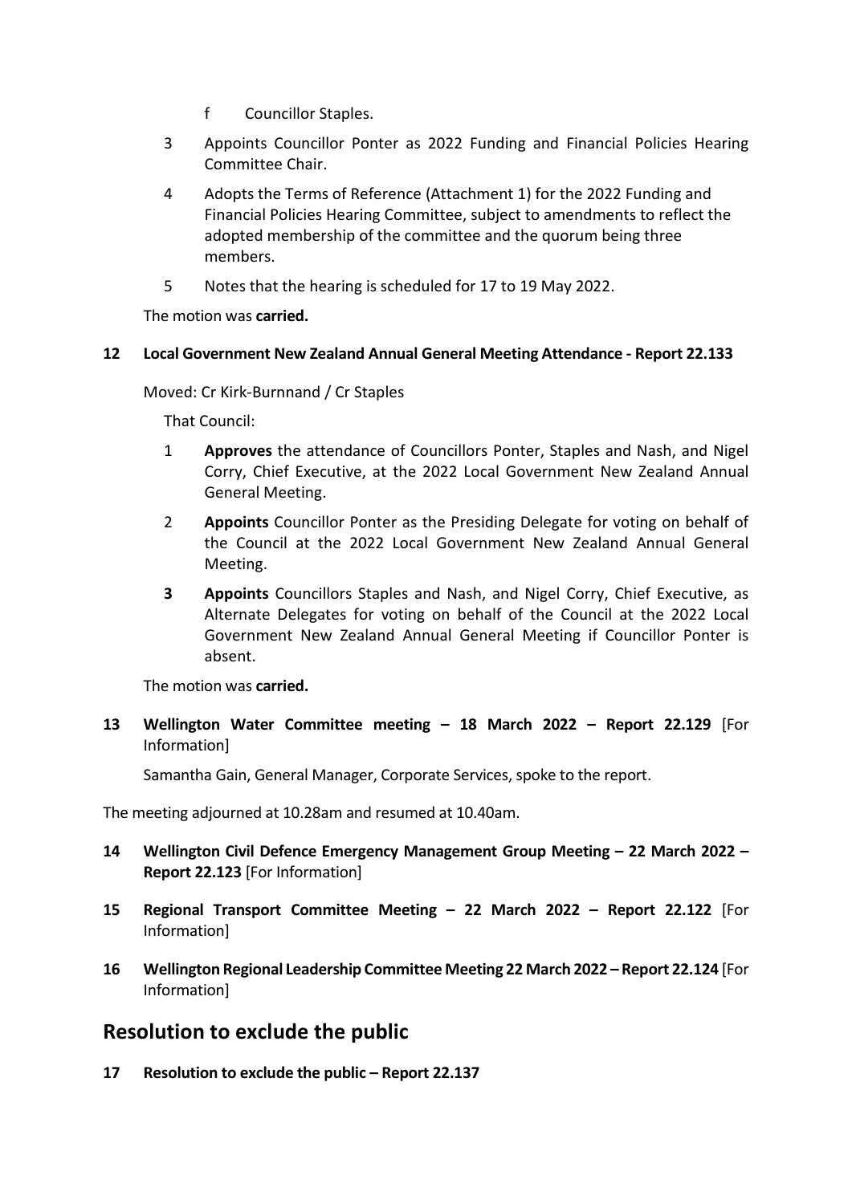f Councillor Staples.

3 Appoints Councillor Ponter as 2022 Funding and Financial Policies Hearing Committee Chair.

4 Adopts the Terms of Reference (Attachment 1) for the 2022 Funding and Financial Policies Hearing Committee, subject to amendments to reflect the adopted membership of the committee and the quorum being three members.

5 Notes that the hearing is scheduled for 17 to 19 May 2022.

The motion was **carried.**

**12 Local Government New Zealand Annual General Meeting Attendance - Report 22.133**

Moved: Cr Kirk-Burnnand / Cr Staples

That Council:

1 **Approves** the attendance of Councillors Ponter, Staples and Nash, and Nigel Corry, Chief Executive, at the 2022 Local Government New Zealand Annual General Meeting.

2 **Appoints** Councillor Ponter as the Presiding Delegate for voting on behalf of the Council at the 2022 Local Government New Zealand Annual General Meeting.

**3** **Appoints** Councillors Staples and Nash, and Nigel Corry, Chief Executive, as Alternate Delegates for voting on behalf of the Council at the 2022 Local Government New Zealand Annual General Meeting if Councillor Ponter is absent.

The motion was **carried.**

**13 Wellington Water Committee meeting – 18 March 2022 – Report 22.129** [For Information]

Samantha Gain, General Manager, Corporate Services, spoke to the report.

The meeting adjourned at 10.28am and resumed at 10.40am.

**14 Wellington Civil Defence Emergency Management Group Meeting – 22 March 2022 – Report 22.123** [For Information]

**15 Regional Transport Committee Meeting – 22 March 2022 – Report 22.122** [For Information]

**16 Wellington Regional Leadership Committee Meeting 22 March 2022 – Report 22.124** [For Information]

## Resolution to exclude the public

**17 Resolution to exclude the public – Report 22.137**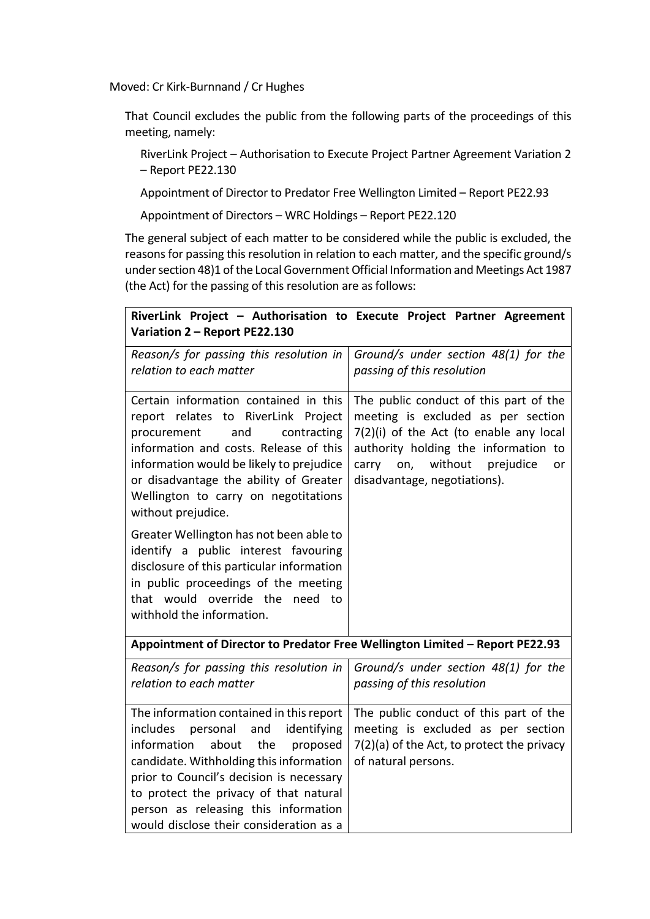Moved: Cr Kirk-Burnnand / Cr Hughes

That Council excludes the public from the following parts of the proceedings of this meeting, namely:

RiverLink Project – Authorisation to Execute Project Partner Agreement Variation 2 – Report PE22.130

Appointment of Director to Predator Free Wellington Limited – Report PE22.93

Appointment of Directors – WRC Holdings – Report PE22.120

The general subject of each matter to be considered while the public is excluded, the reasons for passing this resolution in relation to each matter, and the specific ground/s under section 48)1 of the Local Government Official Information and Meetings Act 1987 (the Act) for the passing of this resolution are as follows:

| **RiverLink Project – Authorisation to Execute Project Partner Agreement Variation 2 – Report PE22.130** | |
|---|---|
| *Reason/s for passing this resolution in relation to each matter* | *Ground/s under section 48(1) for the passing of this resolution* |
| Certain information contained in this report relates to RiverLink Project procurement and contracting information and costs. Release of this information would be likely to prejudice or disadvantage the ability of Greater Wellington to carry on negotitations without prejudice.<br><br>Greater Wellington has not been able to identify a public interest favouring disclosure of this particular information in public proceedings of the meeting that would override the need to withhold the information. | The public conduct of this part of the meeting is excluded as per section 7(2)(i) of the Act (to enable any local authority holding the information to carry on, without prejudice or disadvantage, negotiations). |
| **Appointment of Director to Predator Free Wellington Limited – Report PE22.93** | |
| *Reason/s for passing this resolution in relation to each matter* | *Ground/s under section 48(1) for the passing of this resolution* |
| The information contained in this report includes personal and identifying information about the proposed candidate. Withholding this information prior to Council's decision is necessary to protect the privacy of that natural person as releasing this information would disclose their consideration as a | The public conduct of this part of the meeting is excluded as per section 7(2)(a) of the Act, to protect the privacy of natural persons. |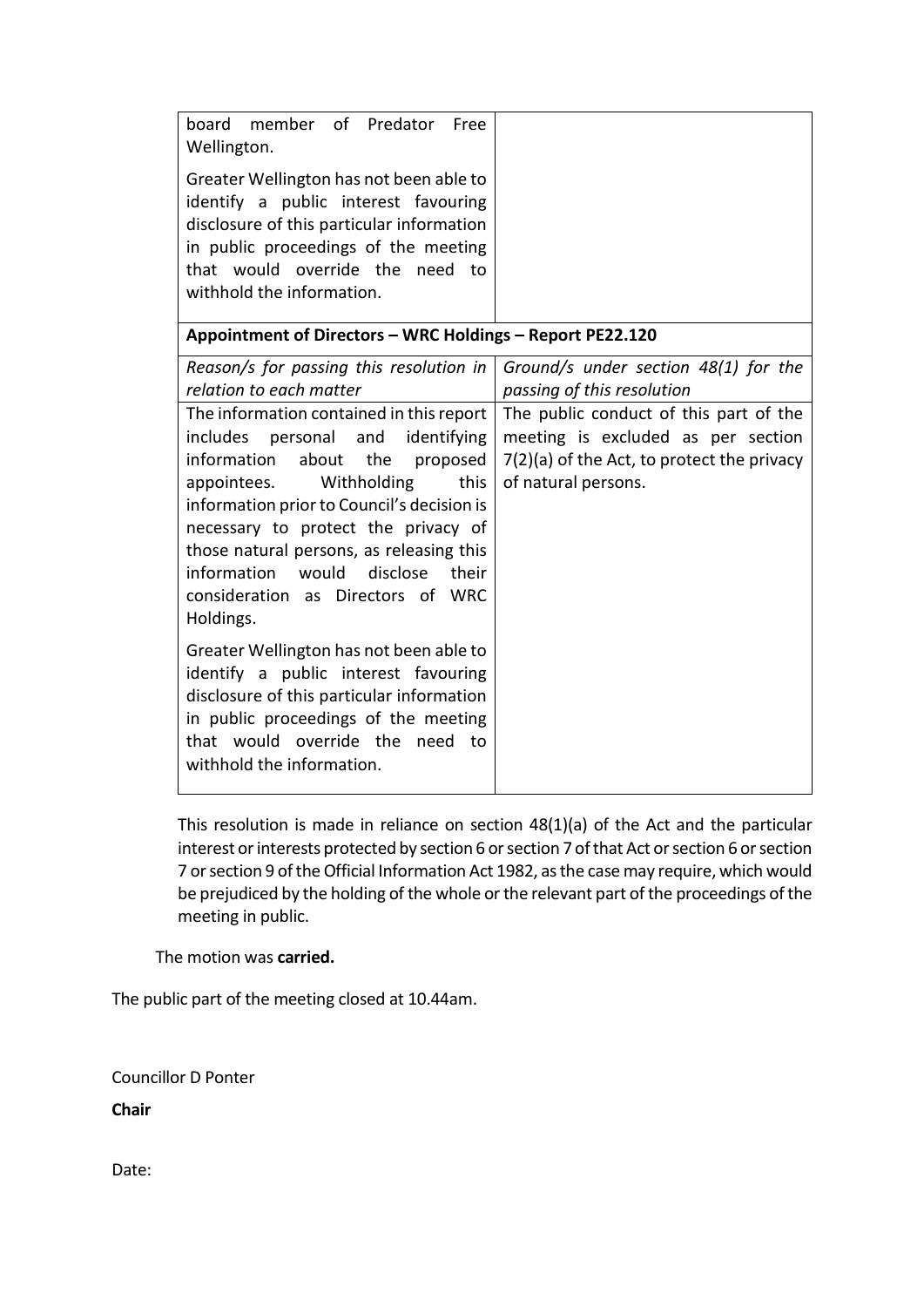| | |
|---|---|
| board member of Predator Free Wellington.<br><br>Greater Wellington has not been able to identify a public interest favouring disclosure of this particular information in public proceedings of the meeting that would override the need to withhold the information. | |
| **Appointment of Directors – WRC Holdings – Report PE22.120** | |
| *Reason/s for passing this resolution in relation to each matter* | *Ground/s under section 48(1) for the passing of this resolution* |
| The information contained in this report includes personal and identifying information about the proposed appointees. Withholding this information prior to Council's decision is necessary to protect the privacy of those natural persons, as releasing this information would disclose their consideration as Directors of WRC Holdings.<br><br>Greater Wellington has not been able to identify a public interest favouring disclosure of this particular information in public proceedings of the meeting that would override the need to withhold the information. | The public conduct of this part of the meeting is excluded as per section 7(2)(a) of the Act, to protect the privacy of natural persons. |

This resolution is made in reliance on section 48(1)(a) of the Act and the particular interest or interests protected by section 6 or section 7 of that Act or section 6 or section 7 or section 9 of the Official Information Act 1982, as the case may require, which would be prejudiced by the holding of the whole or the relevant part of the proceedings of the meeting in public.

The motion was **carried.**

The public part of the meeting closed at 10.44am.

Councillor D Ponter

**Chair**

Date: